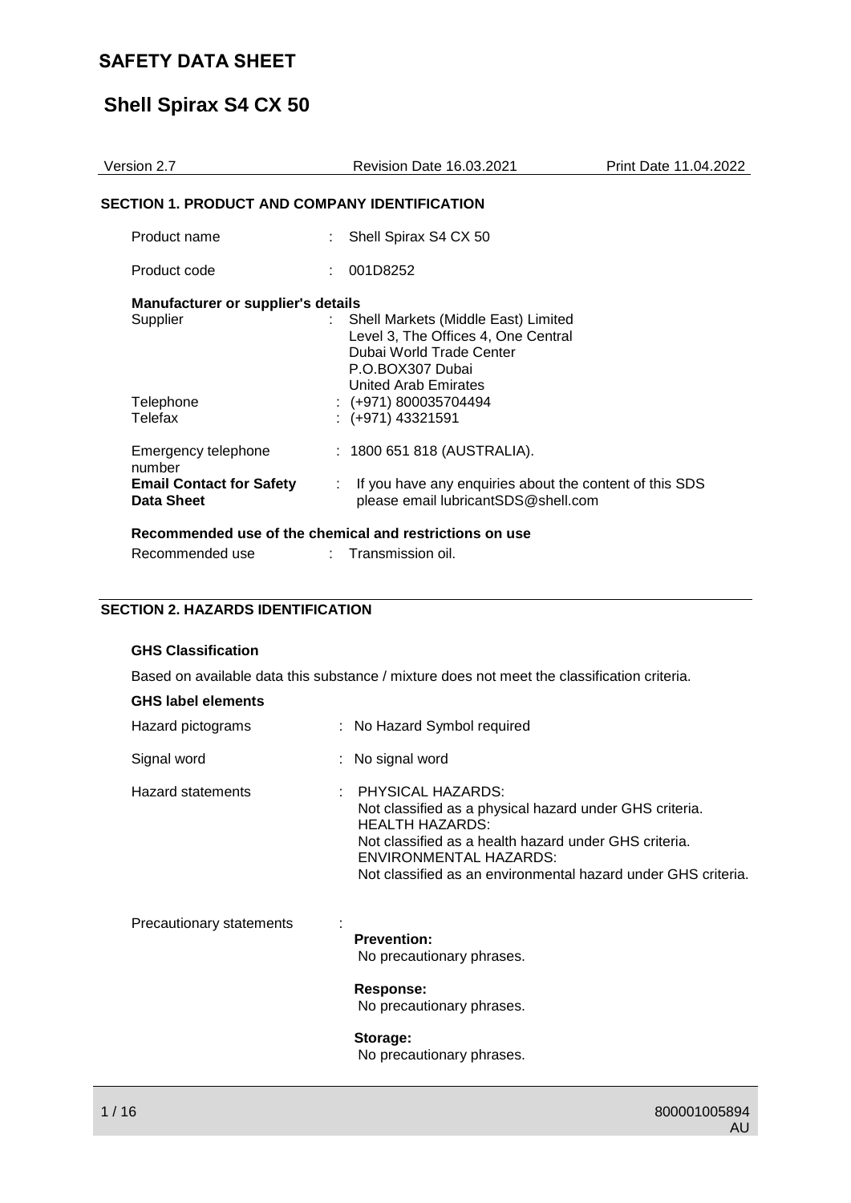# SAFETY DATA SHEET

# Shell Spirax S4 CX 50

| Version 2.7 | Revision Date 16.03.2021 | Print Date 11.04.2022 |
|---|---|---|

## SECTION 1. PRODUCT AND COMPANY IDENTIFICATION

Product name : Shell Spirax S4 CX 50

Product code : 001D8252

**Manufacturer or supplier's details**

Supplier : Shell Markets (Middle East) Limited
Level 3, The Offices 4, One Central
Dubai World Trade Center
P.O.BOX307 Dubai
United Arab Emirates

Telephone : (+971) 800035704494

Telefax : (+971) 43321591

Emergency telephone number : 1800 651 818 (AUSTRALIA).

**Email Contact for Safety Data Sheet** : If you have any enquiries about the content of this SDS please email lubricantSDS@shell.com

**Recommended use of the chemical and restrictions on use**

Recommended use : Transmission oil.

## SECTION 2. HAZARDS IDENTIFICATION

**GHS Classification**

Based on available data this substance / mixture does not meet the classification criteria.

**GHS label elements**

Hazard pictograms : No Hazard Symbol required

Signal word : No signal word

Hazard statements : PHYSICAL HAZARDS:
Not classified as a physical hazard under GHS criteria.
HEALTH HAZARDS:
Not classified as a health hazard under GHS criteria.
ENVIRONMENTAL HAZARDS:
Not classified as an environmental hazard under GHS criteria.

Precautionary statements :

**Prevention:**
No precautionary phrases.

**Response:**
No precautionary phrases.

**Storage:**
No precautionary phrases.

800001005894
AU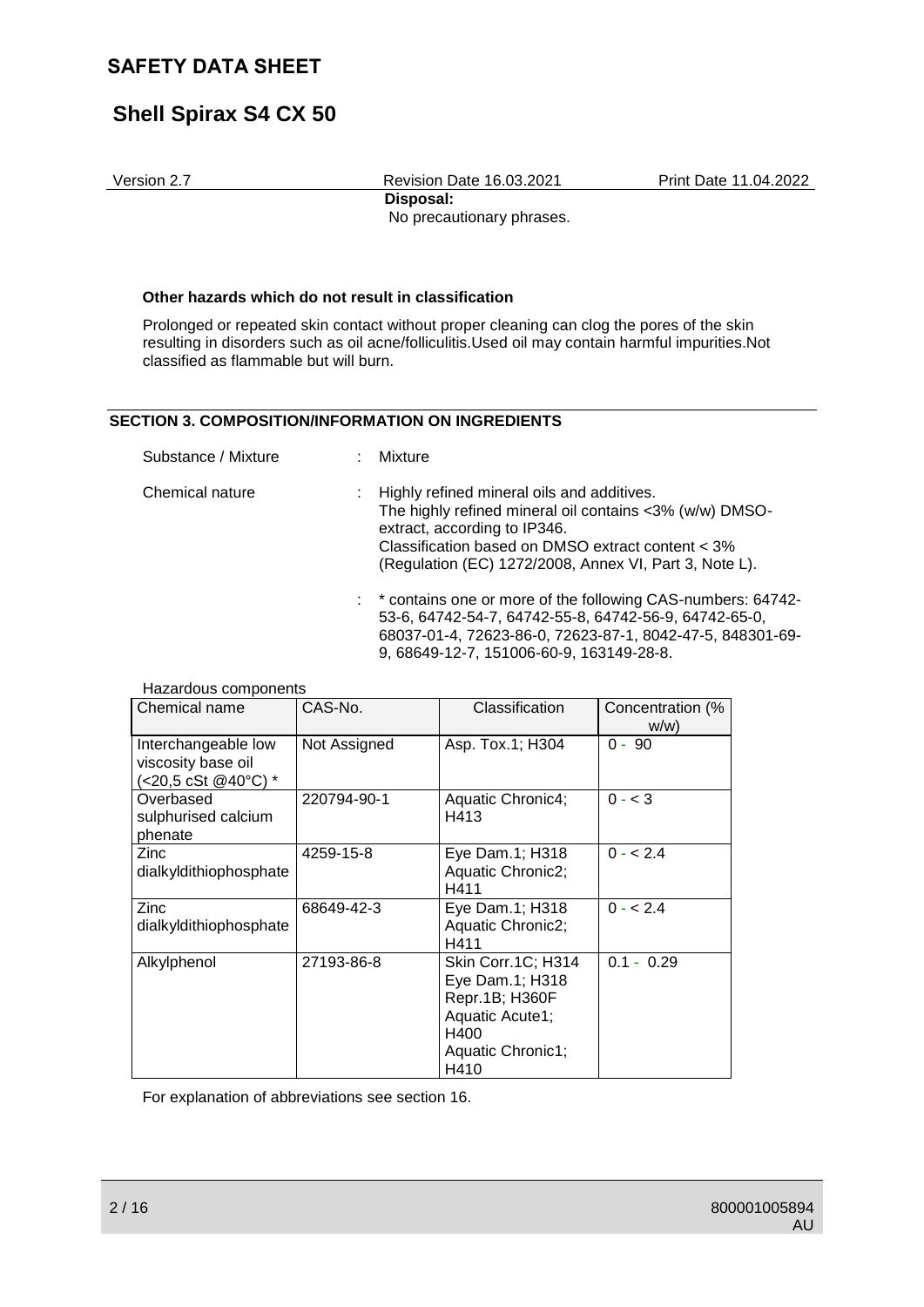**Disposal:**

No precautionary phrases.

**Other hazards which do not result in classification**

Prolonged or repeated skin contact without proper cleaning can clog the pores of the skin resulting in disorders such as oil acne/folliculitis.Used oil may contain harmful impurities.Not classified as flammable but will burn.

## SECTION 3. COMPOSITION/INFORMATION ON INGREDIENTS

Substance / Mixture : Mixture

Chemical nature : Highly refined mineral oils and additives.
The highly refined mineral oil contains <3% (w/w) DMSO-extract, according to IP346.
Classification based on DMSO extract content < 3% (Regulation (EC) 1272/2008, Annex VI, Part 3, Note L).

: * contains one or more of the following CAS-numbers: 64742-53-6, 64742-54-7, 64742-55-8, 64742-56-9, 64742-65-0, 68037-01-4, 72623-86-0, 72623-87-1, 8042-47-5, 848301-69-9, 68649-12-7, 151006-60-9, 163149-28-8.

Hazardous components

| Chemical name | CAS-No. | Classification | Concentration (% w/w) |
|---|---|---|---|
| Interchangeable low viscosity base oil (<20,5 cSt @40°C) * | Not Assigned | Asp. Tox.1; H304 | 0 - 90 |
| Overbased sulphurised calcium phenate | 220794-90-1 | Aquatic Chronic4; H413 | 0 - < 3 |
| Zinc dialkyldithiophosphate | 4259-15-8 | Eye Dam.1; H318 Aquatic Chronic2; H411 | 0 - < 2.4 |
| Zinc dialkyldithiophosphate | 68649-42-3 | Eye Dam.1; H318 Aquatic Chronic2; H411 | 0 - < 2.4 |
| Alkylphenol | 27193-86-8 | Skin Corr.1C; H314 Eye Dam.1; H318 Repr.1B; H360F Aquatic Acute1; H400 Aquatic Chronic1; H410 | 0.1 - 0.29 |

For explanation of abbreviations see section 16.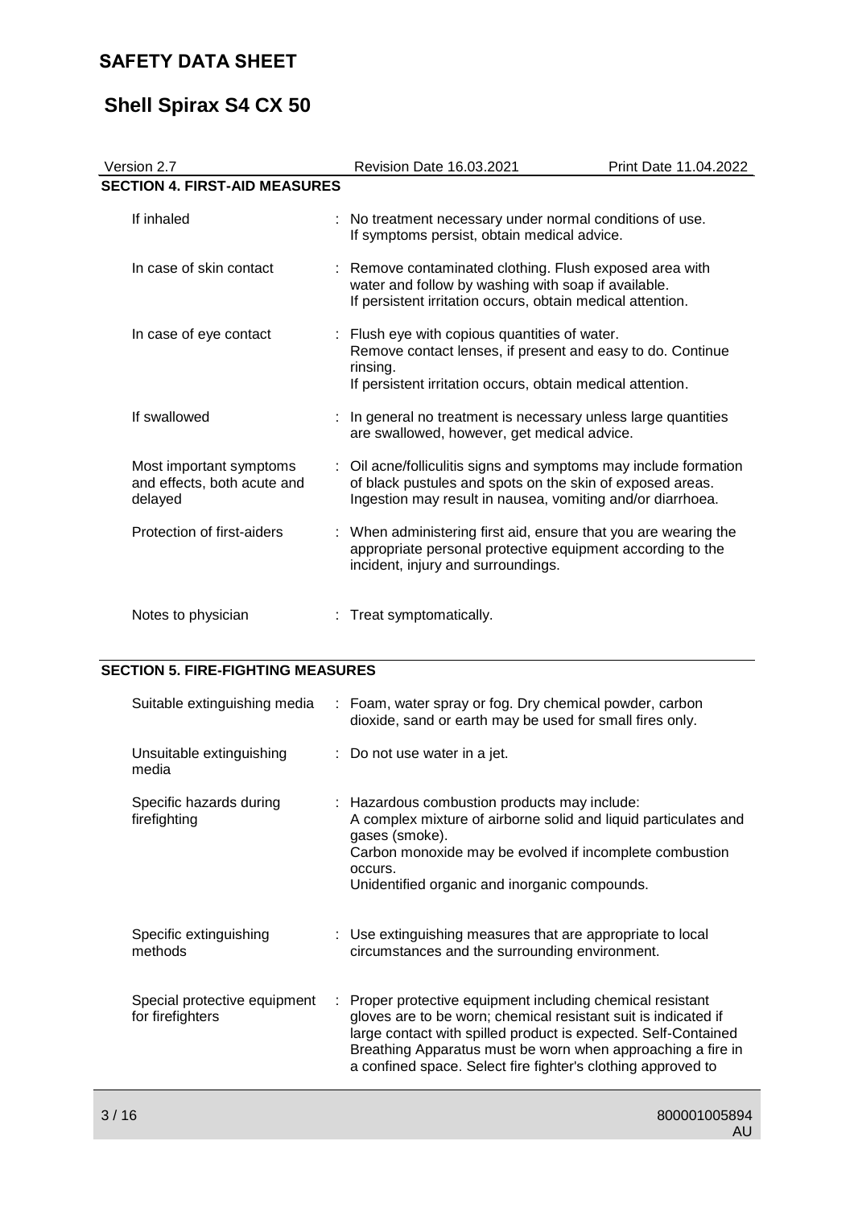## SECTION 4. FIRST-AID MEASURES

| | |
|---|---|
| If inhaled | No treatment necessary under normal conditions of use. If symptoms persist, obtain medical advice. |
| In case of skin contact | Remove contaminated clothing. Flush exposed area with water and follow by washing with soap if available. If persistent irritation occurs, obtain medical attention. |
| In case of eye contact | Flush eye with copious quantities of water. Remove contact lenses, if present and easy to do. Continue rinsing. If persistent irritation occurs, obtain medical attention. |
| If swallowed | In general no treatment is necessary unless large quantities are swallowed, however, get medical advice. |
| Most important symptoms and effects, both acute and delayed | Oil acne/folliculitis signs and symptoms may include formation of black pustules and spots on the skin of exposed areas. Ingestion may result in nausea, vomiting and/or diarrhoea. |
| Protection of first-aiders | When administering first aid, ensure that you are wearing the appropriate personal protective equipment according to the incident, injury and surroundings. |
| Notes to physician | Treat symptomatically. |

## SECTION 5. FIRE-FIGHTING MEASURES

| | |
|---|---|
| Suitable extinguishing media | Foam, water spray or fog. Dry chemical powder, carbon dioxide, sand or earth may be used for small fires only. |
| Unsuitable extinguishing media | Do not use water in a jet. |
| Specific hazards during firefighting | Hazardous combustion products may include: A complex mixture of airborne solid and liquid particulates and gases (smoke). Carbon monoxide may be evolved if incomplete combustion occurs. Unidentified organic and inorganic compounds. |
| Specific extinguishing methods | Use extinguishing measures that are appropriate to local circumstances and the surrounding environment. |
| Special protective equipment for firefighters | Proper protective equipment including chemical resistant gloves are to be worn; chemical resistant suit is indicated if large contact with spilled product is expected. Self-Contained Breathing Apparatus must be worn when approaching a fire in a confined space. Select fire fighter's clothing approved to |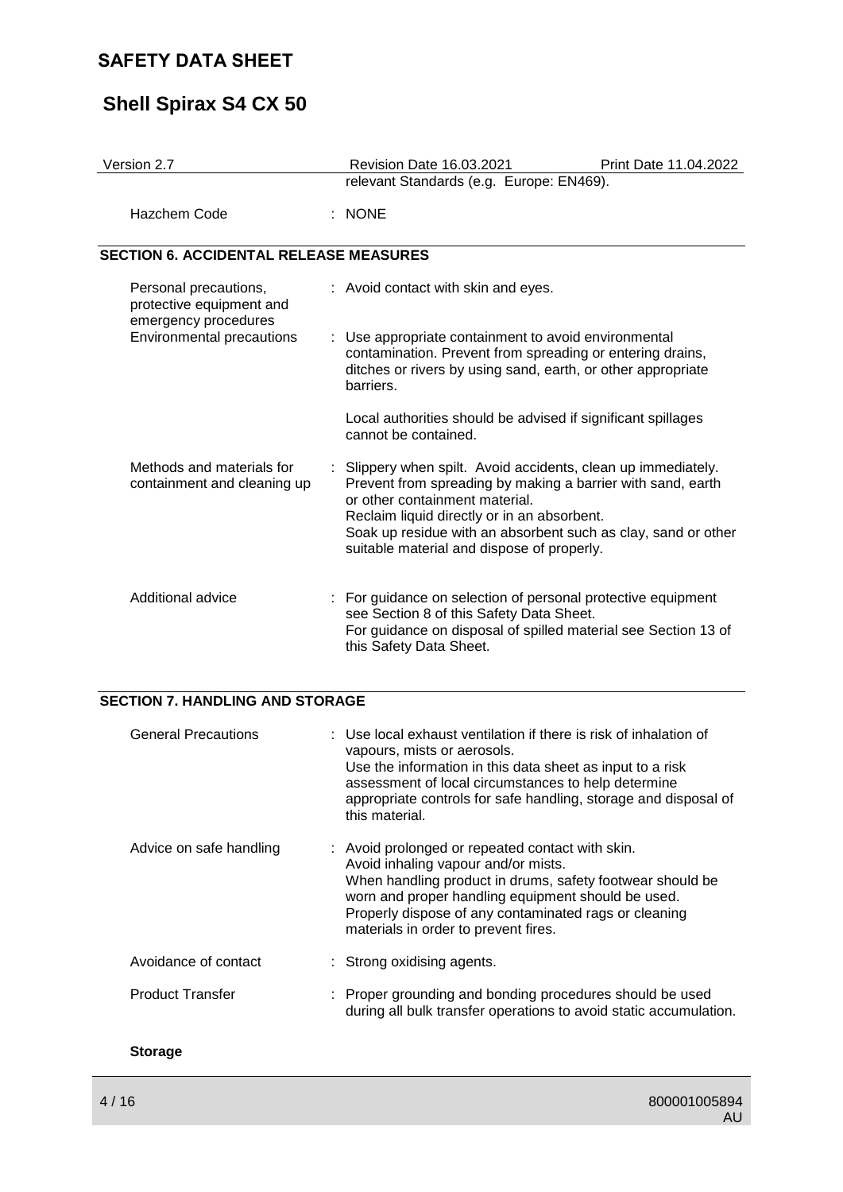relevant Standards (e.g. Europe: EN469).

| | |
|---|---|
| Hazchem Code | : NONE |

## SECTION 6. ACCIDENTAL RELEASE MEASURES

| | |
|---|---|
| Personal precautions, protective equipment and emergency procedures | : Avoid contact with skin and eyes. |
| Environmental precautions | : Use appropriate containment to avoid environmental contamination. Prevent from spreading or entering drains, ditches or rivers by using sand, earth, or other appropriate barriers.<br><br>Local authorities should be advised if significant spillages cannot be contained. |
| Methods and materials for containment and cleaning up | : Slippery when spilt. Avoid accidents, clean up immediately. Prevent from spreading by making a barrier with sand, earth or other containment material.<br>Reclaim liquid directly or in an absorbent.<br>Soak up residue with an absorbent such as clay, sand or other suitable material and dispose of properly. |
| Additional advice | : For guidance on selection of personal protective equipment see Section 8 of this Safety Data Sheet.<br>For guidance on disposal of spilled material see Section 13 of this Safety Data Sheet. |

## SECTION 7. HANDLING AND STORAGE

| | |
|---|---|
| General Precautions | : Use local exhaust ventilation if there is risk of inhalation of vapours, mists or aerosols.<br>Use the information in this data sheet as input to a risk assessment of local circumstances to help determine appropriate controls for safe handling, storage and disposal of this material. |
| Advice on safe handling | : Avoid prolonged or repeated contact with skin.<br>Avoid inhaling vapour and/or mists.<br>When handling product in drums, safety footwear should be worn and proper handling equipment should be used.<br>Properly dispose of any contaminated rags or cleaning materials in order to prevent fires. |
| Avoidance of contact | : Strong oxidising agents. |
| Product Transfer | : Proper grounding and bonding procedures should be used during all bulk transfer operations to avoid static accumulation. |

**Storage**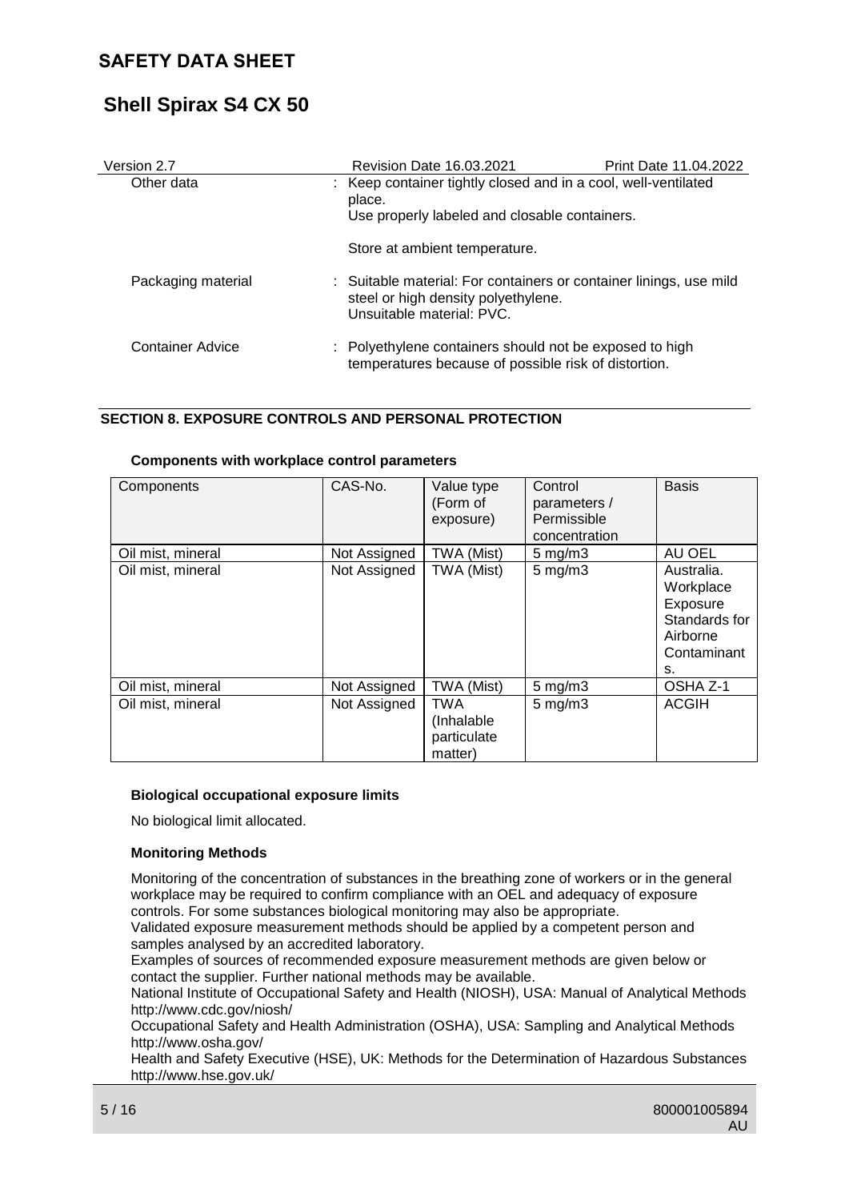| | |
|---|---|
| Other data | : Keep container tightly closed and in a cool, well-ventilated place.<br>Use properly labeled and closable containers.<br><br>Store at ambient temperature. |
| Packaging material | : Suitable material: For containers or container linings, use mild steel or high density polyethylene.<br>Unsuitable material: PVC. |
| Container Advice | : Polyethylene containers should not be exposed to high temperatures because of possible risk of distortion. |

## SECTION 8. EXPOSURE CONTROLS AND PERSONAL PROTECTION

**Components with workplace control parameters**

| Components | CAS-No. | Value type (Form of exposure) | Control parameters / Permissible concentration | Basis |
|---|---|---|---|---|
| Oil mist, mineral | Not Assigned | TWA (Mist) | 5 mg/m3 | AU OEL |
| Oil mist, mineral | Not Assigned | TWA (Mist) | 5 mg/m3 | Australia. Workplace Exposure Standards for Airborne Contaminants. |
| Oil mist, mineral | Not Assigned | TWA (Mist) | 5 mg/m3 | OSHA Z-1 |
| Oil mist, mineral | Not Assigned | TWA (Inhalable particulate matter) | 5 mg/m3 | ACGIH |

**Biological occupational exposure limits**

No biological limit allocated.

**Monitoring Methods**

Monitoring of the concentration of substances in the breathing zone of workers or in the general workplace may be required to confirm compliance with an OEL and adequacy of exposure controls. For some substances biological monitoring may also be appropriate.
Validated exposure measurement methods should be applied by a competent person and samples analysed by an accredited laboratory.
Examples of sources of recommended exposure measurement methods are given below or contact the supplier. Further national methods may be available.
National Institute of Occupational Safety and Health (NIOSH), USA: Manual of Analytical Methods http://www.cdc.gov/niosh/
Occupational Safety and Health Administration (OSHA), USA: Sampling and Analytical Methods http://www.osha.gov/
Health and Safety Executive (HSE), UK: Methods for the Determination of Hazardous Substances http://www.hse.gov.uk/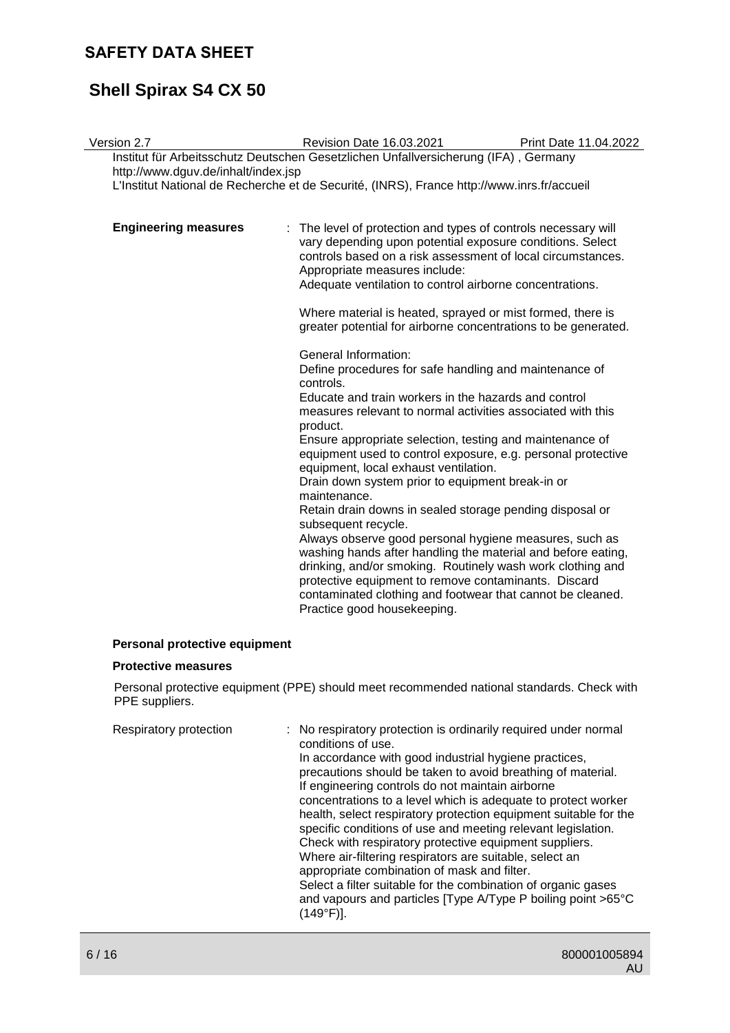Institut für Arbeitsschutz Deutschen Gesetzlichen Unfallversicherung (IFA) , Germany http://www.dguv.de/inhalt/index.jsp
L'Institut National de Recherche et de Securité, (INRS), France http://www.inrs.fr/accueil

**Engineering measures** : The level of protection and types of controls necessary will vary depending upon potential exposure conditions. Select controls based on a risk assessment of local circumstances. Appropriate measures include:
Adequate ventilation to control airborne concentrations.

Where material is heated, sprayed or mist formed, there is greater potential for airborne concentrations to be generated.

General Information:
Define procedures for safe handling and maintenance of controls.
Educate and train workers in the hazards and control measures relevant to normal activities associated with this product.
Ensure appropriate selection, testing and maintenance of equipment used to control exposure, e.g. personal protective equipment, local exhaust ventilation.
Drain down system prior to equipment break-in or maintenance.
Retain drain downs in sealed storage pending disposal or subsequent recycle.
Always observe good personal hygiene measures, such as washing hands after handling the material and before eating, drinking, and/or smoking. Routinely wash work clothing and protective equipment to remove contaminants. Discard contaminated clothing and footwear that cannot be cleaned.
Practice good housekeeping.

**Personal protective equipment**

**Protective measures**

Personal protective equipment (PPE) should meet recommended national standards. Check with PPE suppliers.

Respiratory protection : No respiratory protection is ordinarily required under normal conditions of use.
In accordance with good industrial hygiene practices, precautions should be taken to avoid breathing of material.
If engineering controls do not maintain airborne concentrations to a level which is adequate to protect worker health, select respiratory protection equipment suitable for the specific conditions of use and meeting relevant legislation.
Check with respiratory protective equipment suppliers.
Where air-filtering respirators are suitable, select an appropriate combination of mask and filter.
Select a filter suitable for the combination of organic gases and vapours and particles [Type A/Type P boiling point >65°C (149°F)].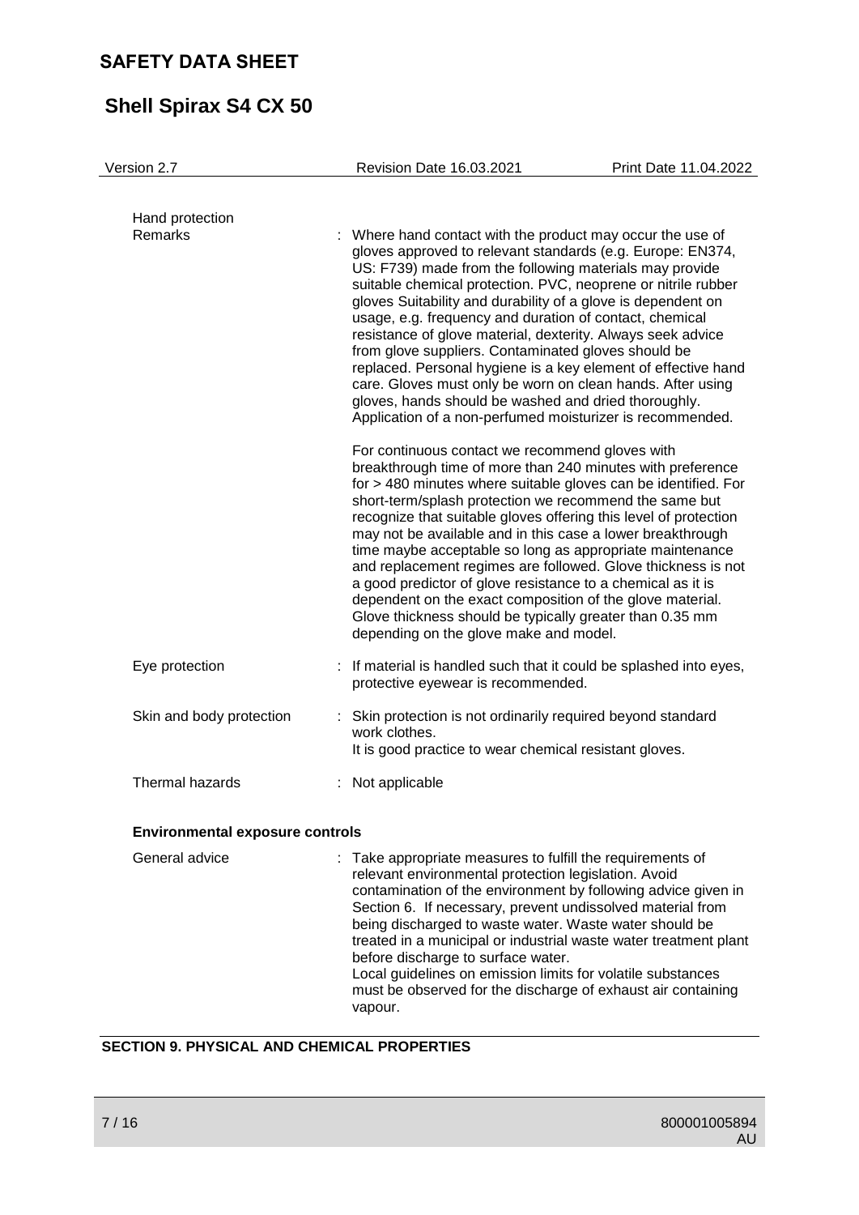Hand protection

| | |
|---|---|
| Remarks | : Where hand contact with the product may occur the use of gloves approved to relevant standards (e.g. Europe: EN374, US: F739) made from the following materials may provide suitable chemical protection. PVC, neoprene or nitrile rubber gloves Suitability and durability of a glove is dependent on usage, e.g. frequency and duration of contact, chemical resistance of glove material, dexterity. Always seek advice from glove suppliers. Contaminated gloves should be replaced. Personal hygiene is a key element of effective hand care. Gloves must only be worn on clean hands. After using gloves, hands should be washed and dried thoroughly. Application of a non-perfumed moisturizer is recommended.<br><br>For continuous contact we recommend gloves with breakthrough time of more than 240 minutes with preference for > 480 minutes where suitable gloves can be identified. For short-term/splash protection we recommend the same but recognize that suitable gloves offering this level of protection may not be available and in this case a lower breakthrough time maybe acceptable so long as appropriate maintenance and replacement regimes are followed. Glove thickness is not a good predictor of glove resistance to a chemical as it is dependent on the exact composition of the glove material. Glove thickness should be typically greater than 0.35 mm depending on the glove make and model. |
| Eye protection | : If material is handled such that it could be splashed into eyes, protective eyewear is recommended. |
| Skin and body protection | : Skin protection is not ordinarily required beyond standard work clothes.<br>It is good practice to wear chemical resistant gloves. |
| Thermal hazards | : Not applicable |

**Environmental exposure controls**

| | |
|---|---|
| General advice | : Take appropriate measures to fulfill the requirements of relevant environmental protection legislation. Avoid contamination of the environment by following advice given in Section 6. If necessary, prevent undissolved material from being discharged to waste water. Waste water should be treated in a municipal or industrial waste water treatment plant before discharge to surface water.<br>Local guidelines on emission limits for volatile substances must be observed for the discharge of exhaust air containing vapour. |

## SECTION 9. PHYSICAL AND CHEMICAL PROPERTIES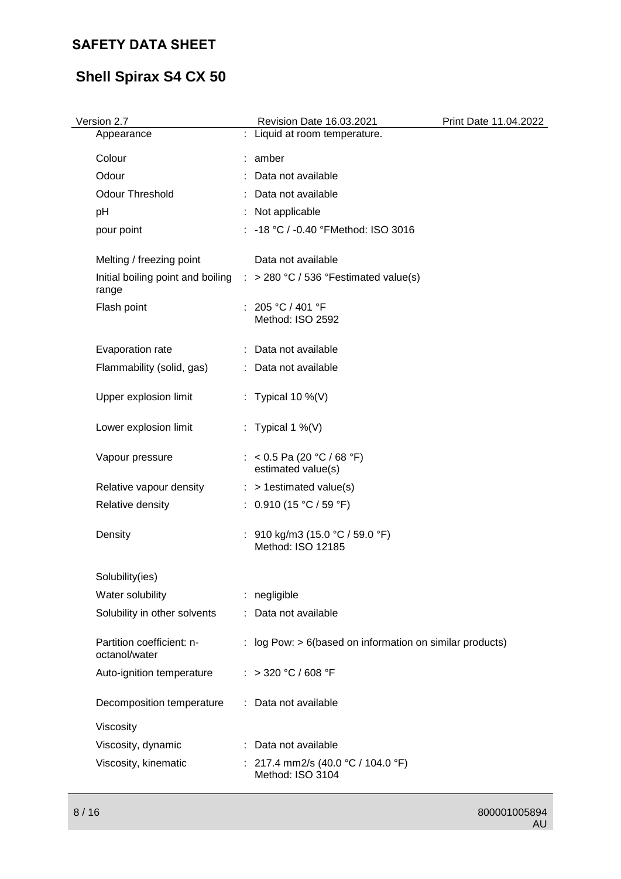| Property | | Value |
|---|---|---|
| Appearance | : | Liquid at room temperature. |
| Colour | : | amber |
| Odour | : | Data not available |
| Odour Threshold | : | Data not available |
| pH | : | Not applicable |
| pour point | : | -18 °C / -0.40 °FMethod: ISO 3016 |
| Melting / freezing point | | Data not available |
| Initial boiling point and boiling range | : | > 280 °C / 536 °Festimated value(s) |
| Flash point | : | 205 °C / 401 °F<br>Method: ISO 2592 |
| Evaporation rate | : | Data not available |
| Flammability (solid, gas) | : | Data not available |
| Upper explosion limit | : | Typical 10 %(V) |
| Lower explosion limit | : | Typical 1 %(V) |
| Vapour pressure | : | < 0.5 Pa (20 °C / 68 °F)<br>estimated value(s) |
| Relative vapour density | : | > 1estimated value(s) |
| Relative density | : | 0.910 (15 °C / 59 °F) |
| Density | : | 910 kg/m3 (15.0 °C / 59.0 °F)<br>Method: ISO 12185 |
| Solubility(ies) | | |
| Water solubility | : | negligible |
| Solubility in other solvents | : | Data not available |
| Partition coefficient: n-octanol/water | : | log Pow: > 6(based on information on similar products) |
| Auto-ignition temperature | : | > 320 °C / 608 °F |
| Decomposition temperature | : | Data not available |
| Viscosity | | |
| Viscosity, dynamic | : | Data not available |
| Viscosity, kinematic | : | 217.4 mm2/s (40.0 °C / 104.0 °F)<br>Method: ISO 3104 |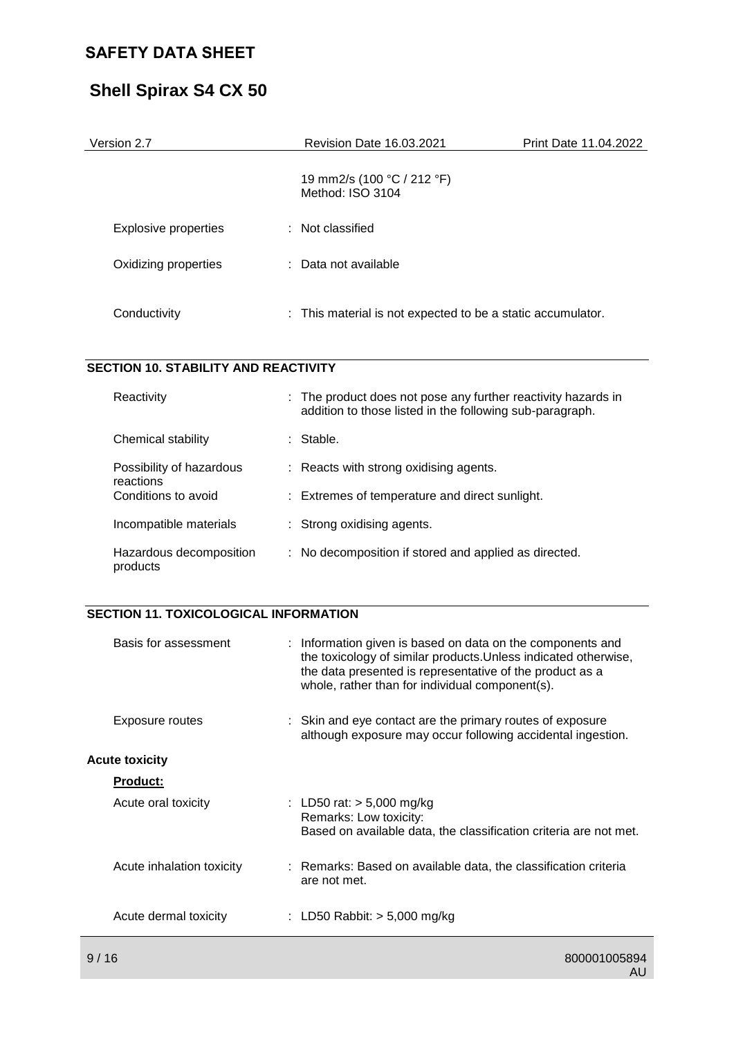| | | |
|---|---|---|
| | | 19 mm2/s (100 °C / 212 °F)<br>Method: ISO 3104 |
| Explosive properties | : | Not classified |
| Oxidizing properties | : | Data not available |
| Conductivity | : | This material is not expected to be a static accumulator. |

## SECTION 10. STABILITY AND REACTIVITY

| | | |
|---|---|---|
| Reactivity | : | The product does not pose any further reactivity hazards in addition to those listed in the following sub-paragraph. |
| Chemical stability | : | Stable. |
| Possibility of hazardous reactions | : | Reacts with strong oxidising agents. |
| Conditions to avoid | : | Extremes of temperature and direct sunlight. |
| Incompatible materials | : | Strong oxidising agents. |
| Hazardous decomposition products | : | No decomposition if stored and applied as directed. |

## SECTION 11. TOXICOLOGICAL INFORMATION

| | | |
|---|---|---|
| Basis for assessment | : | Information given is based on data on the components and the toxicology of similar products.Unless indicated otherwise, the data presented is representative of the product as a whole, rather than for individual component(s). |
| Exposure routes | : | Skin and eye contact are the primary routes of exposure although exposure may occur following accidental ingestion. |

**Acute toxicity**

**Product:**

| | | |
|---|---|---|
| Acute oral toxicity | : | LD50 rat: > 5,000 mg/kg<br>Remarks: Low toxicity:<br>Based on available data, the classification criteria are not met. |
| Acute inhalation toxicity | : | Remarks: Based on available data, the classification criteria are not met. |
| Acute dermal toxicity | : | LD50 Rabbit: > 5,000 mg/kg |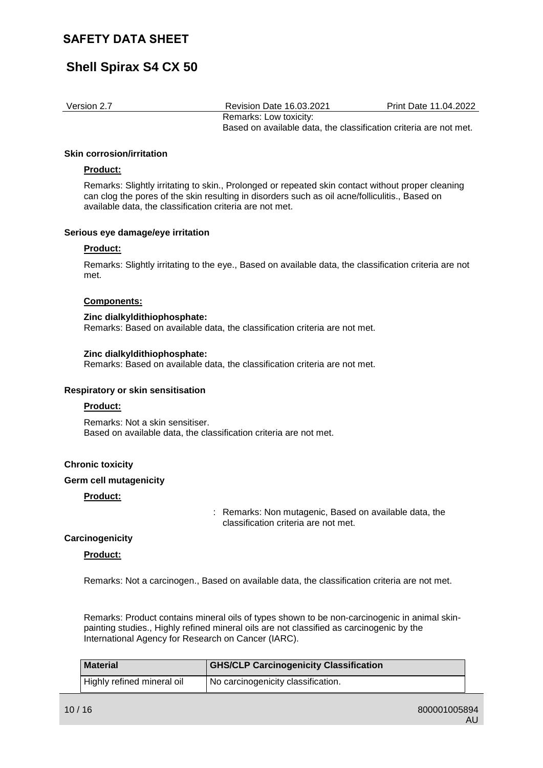Remarks: Low toxicity:
Based on available data, the classification criteria are not met.

**Skin corrosion/irritation**

**Product:**

Remarks: Slightly irritating to skin., Prolonged or repeated skin contact without proper cleaning can clog the pores of the skin resulting in disorders such as oil acne/folliculitis., Based on available data, the classification criteria are not met.

**Serious eye damage/eye irritation**

**Product:**

Remarks: Slightly irritating to the eye., Based on available data, the classification criteria are not met.

**Components:**

**Zinc dialkyldithiophosphate:**
Remarks: Based on available data, the classification criteria are not met.

**Zinc dialkyldithiophosphate:**
Remarks: Based on available data, the classification criteria are not met.

**Respiratory or skin sensitisation**

**Product:**

Remarks: Not a skin sensitiser.
Based on available data, the classification criteria are not met.

**Chronic toxicity**

**Germ cell mutagenicity**

**Product:**

: Remarks: Non mutagenic, Based on available data, the classification criteria are not met.

**Carcinogenicity**

**Product:**

Remarks: Not a carcinogen., Based on available data, the classification criteria are not met.

Remarks: Product contains mineral oils of types shown to be non-carcinogenic in animal skin-painting studies., Highly refined mineral oils are not classified as carcinogenic by the International Agency for Research on Cancer (IARC).

| Material | GHS/CLP Carcinogenicity Classification |
|---|---|
| Highly refined mineral oil | No carcinogenicity classification. |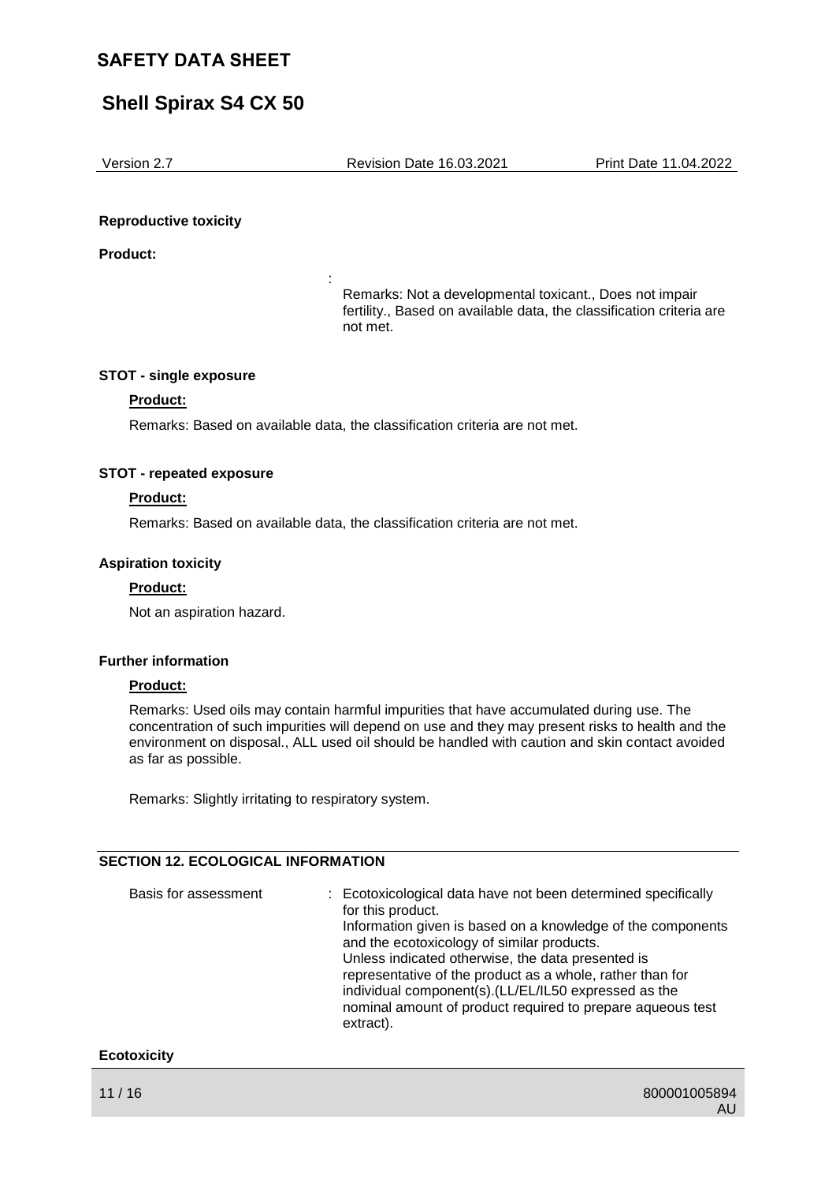**Reproductive toxicity**

**Product:**

: Remarks: Not a developmental toxicant., Does not impair fertility., Based on available data, the classification criteria are not met.

**STOT - single exposure**

**Product:**

Remarks: Based on available data, the classification criteria are not met.

**STOT - repeated exposure**

**Product:**

Remarks: Based on available data, the classification criteria are not met.

**Aspiration toxicity**

**Product:**

Not an aspiration hazard.

**Further information**

**Product:**

Remarks: Used oils may contain harmful impurities that have accumulated during use. The concentration of such impurities will depend on use and they may present risks to health and the environment on disposal., ALL used oil should be handled with caution and skin contact avoided as far as possible.

Remarks: Slightly irritating to respiratory system.

## SECTION 12. ECOLOGICAL INFORMATION

Basis for assessment : Ecotoxicological data have not been determined specifically for this product.
Information given is based on a knowledge of the components and the ecotoxicology of similar products.
Unless indicated otherwise, the data presented is representative of the product as a whole, rather than for individual component(s).(LL/EL/IL50 expressed as the nominal amount of product required to prepare aqueous test extract).

**Ecotoxicity**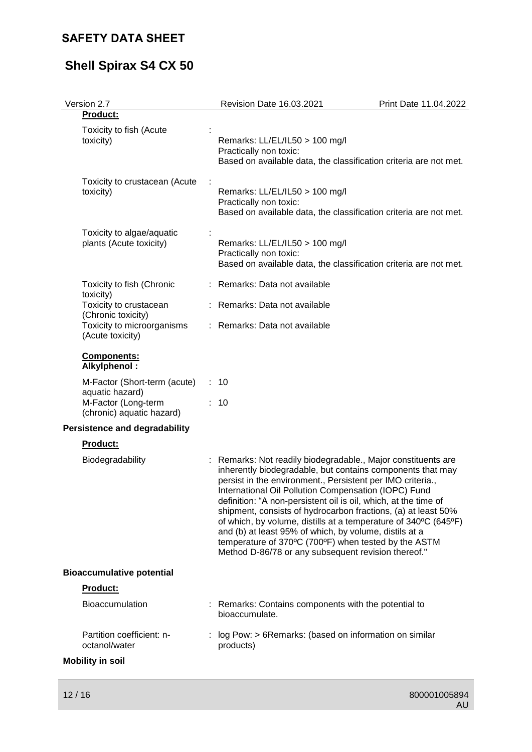**Product:**

| | | |
|---|---|---|
| Toxicity to fish (Acute toxicity) | : | Remarks: LL/EL/IL50 > 100 mg/l<br>Practically non toxic:<br>Based on available data, the classification criteria are not met. |
| Toxicity to crustacean (Acute toxicity) | : | Remarks: LL/EL/IL50 > 100 mg/l<br>Practically non toxic:<br>Based on available data, the classification criteria are not met. |
| Toxicity to algae/aquatic plants (Acute toxicity) | : | Remarks: LL/EL/IL50 > 100 mg/l<br>Practically non toxic:<br>Based on available data, the classification criteria are not met. |
| Toxicity to fish (Chronic toxicity) | : | Remarks: Data not available |
| Toxicity to crustacean (Chronic toxicity) | : | Remarks: Data not available |
| Toxicity to microorganisms (Acute toxicity) | : | Remarks: Data not available |

**Components:**
**Alkylphenol :**

| | | |
|---|---|---|
| M-Factor (Short-term (acute) aquatic hazard) | : | 10 |
| M-Factor (Long-term (chronic) aquatic hazard) | : | 10 |

**Persistence and degradability**

**Product:**

| | | |
|---|---|---|
| Biodegradability | : | Remarks: Not readily biodegradable., Major constituents are inherently biodegradable, but contains components that may persist in the environment., Persistent per IMO criteria., International Oil Pollution Compensation (IOPC) Fund definition: "A non-persistent oil is oil, which, at the time of shipment, consists of hydrocarbon fractions, (a) at least 50% of which, by volume, distills at a temperature of 340ºC (645ºF) and (b) at least 95% of which, by volume, distils at a temperature of 370ºC (700ºF) when tested by the ASTM Method D-86/78 or any subsequent revision thereof." |

**Bioaccumulative potential**

**Product:**

| | | |
|---|---|---|
| Bioaccumulation | : | Remarks: Contains components with the potential to bioaccumulate. |
| Partition coefficient: n-octanol/water | : | log Pow: > 6Remarks: (based on information on similar products) |

**Mobility in soil**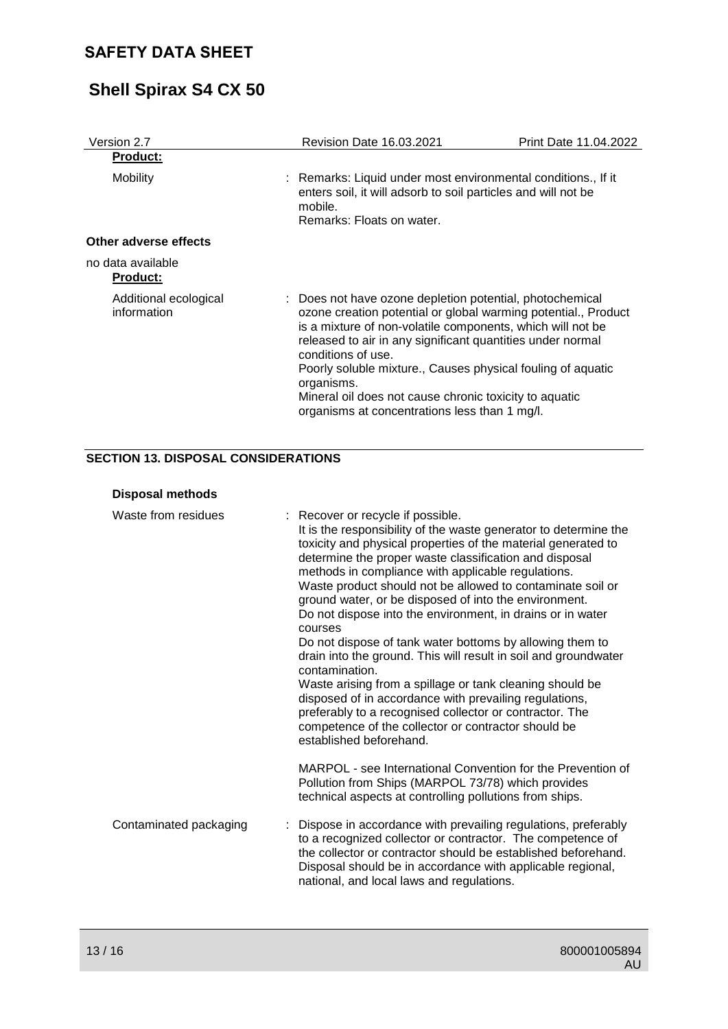**Product:**

| | |
|---|---|
| Mobility | : Remarks: Liquid under most environmental conditions., If it enters soil, it will adsorb to soil particles and will not be mobile.<br>Remarks: Floats on water. |

**Other adverse effects**

no data available

**Product:**

| | |
|---|---|
| Additional ecological information | : Does not have ozone depletion potential, photochemical ozone creation potential or global warming potential., Product is a mixture of non-volatile components, which will not be released to air in any significant quantities under normal conditions of use.<br>Poorly soluble mixture., Causes physical fouling of aquatic organisms.<br>Mineral oil does not cause chronic toxicity to aquatic organisms at concentrations less than 1 mg/l. |

## SECTION 13. DISPOSAL CONSIDERATIONS

**Disposal methods**

| | |
|---|---|
| Waste from residues | : Recover or recycle if possible.<br>It is the responsibility of the waste generator to determine the toxicity and physical properties of the material generated to determine the proper waste classification and disposal methods in compliance with applicable regulations.<br>Waste product should not be allowed to contaminate soil or ground water, or be disposed of into the environment.<br>Do not dispose into the environment, in drains or in water courses<br>Do not dispose of tank water bottoms by allowing them to drain into the ground. This will result in soil and groundwater contamination.<br>Waste arising from a spillage or tank cleaning should be disposed of in accordance with prevailing regulations, preferably to a recognised collector or contractor. The competence of the collector or contractor should be established beforehand.<br><br>MARPOL - see International Convention for the Prevention of Pollution from Ships (MARPOL 73/78) which provides technical aspects at controlling pollutions from ships. |
| Contaminated packaging | : Dispose in accordance with prevailing regulations, preferably to a recognized collector or contractor. The competence of the collector or contractor should be established beforehand.<br>Disposal should be in accordance with applicable regional, national, and local laws and regulations. |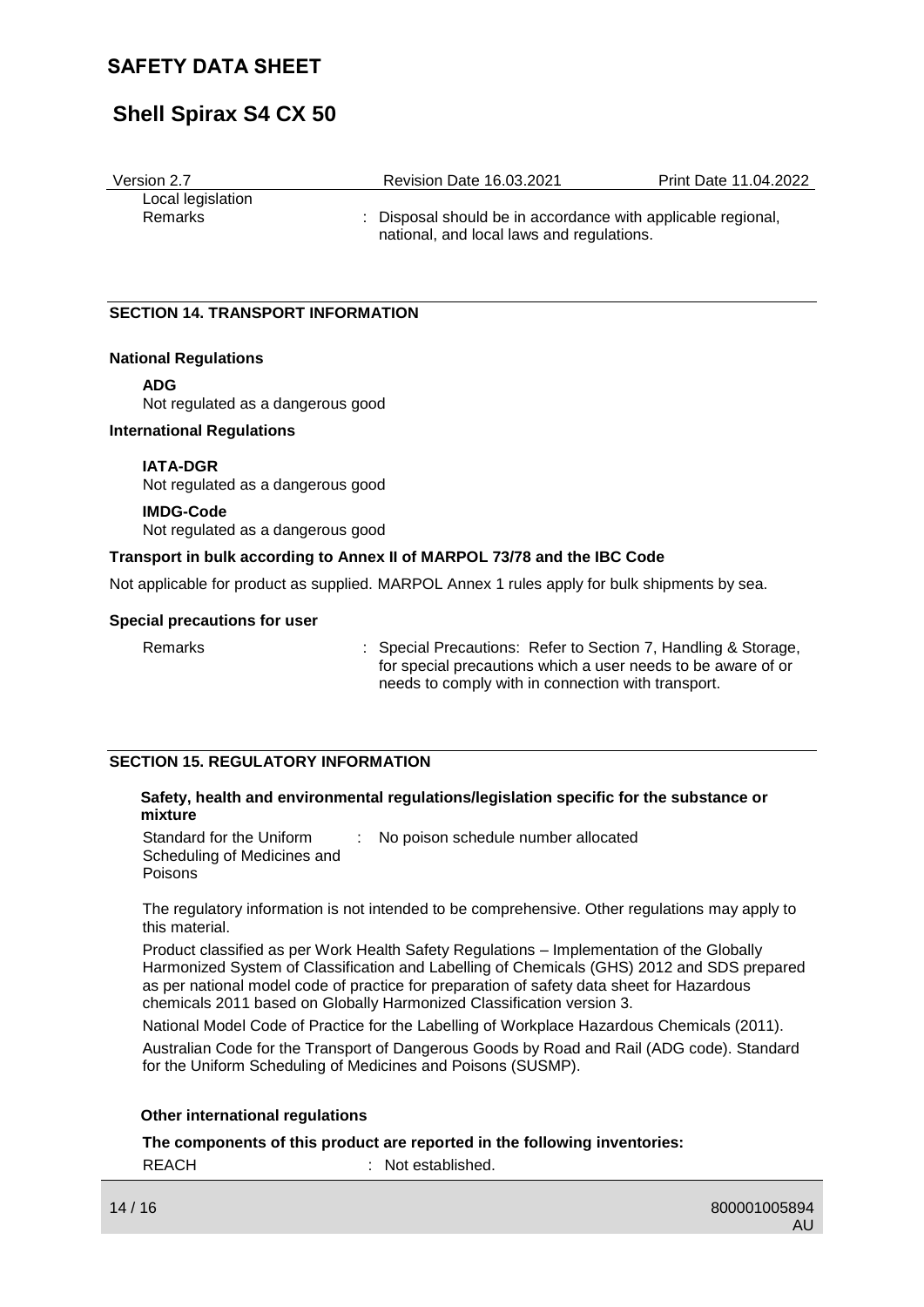Local legislation

Remarks : Disposal should be in accordance with applicable regional, national, and local laws and regulations.

## SECTION 14. TRANSPORT INFORMATION

**National Regulations**

**ADG**
Not regulated as a dangerous good

**International Regulations**

**IATA-DGR**
Not regulated as a dangerous good

**IMDG-Code**
Not regulated as a dangerous good

**Transport in bulk according to Annex II of MARPOL 73/78 and the IBC Code**

Not applicable for product as supplied. MARPOL Annex 1 rules apply for bulk shipments by sea.

**Special precautions for user**

Remarks : Special Precautions: Refer to Section 7, Handling & Storage, for special precautions which a user needs to be aware of or needs to comply with in connection with transport.

## SECTION 15. REGULATORY INFORMATION

**Safety, health and environmental regulations/legislation specific for the substance or mixture**

Standard for the Uniform Scheduling of Medicines and Poisons : No poison schedule number allocated

The regulatory information is not intended to be comprehensive. Other regulations may apply to this material.

Product classified as per Work Health Safety Regulations – Implementation of the Globally Harmonized System of Classification and Labelling of Chemicals (GHS) 2012 and SDS prepared as per national model code of practice for preparation of safety data sheet for Hazardous chemicals 2011 based on Globally Harmonized Classification version 3.

National Model Code of Practice for the Labelling of Workplace Hazardous Chemicals (2011).

Australian Code for the Transport of Dangerous Goods by Road and Rail (ADG code). Standard for the Uniform Scheduling of Medicines and Poisons (SUSMP).

**Other international regulations**

**The components of this product are reported in the following inventories:**

REACH : Not established.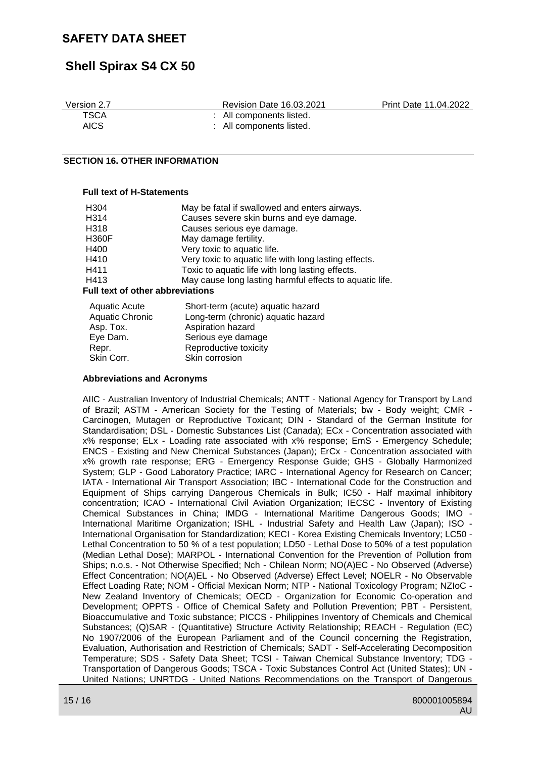| | |
|---|---|
| TSCA | : All components listed. |
| AICS | : All components listed. |

## SECTION 16. OTHER INFORMATION

**Full text of H-Statements**

| | |
|---|---|
| H304 | May be fatal if swallowed and enters airways. |
| H314 | Causes severe skin burns and eye damage. |
| H318 | Causes serious eye damage. |
| H360F | May damage fertility. |
| H400 | Very toxic to aquatic life. |
| H410 | Very toxic to aquatic life with long lasting effects. |
| H411 | Toxic to aquatic life with long lasting effects. |
| H413 | May cause long lasting harmful effects to aquatic life. |

**Full text of other abbreviations**

| | |
|---|---|
| Aquatic Acute | Short-term (acute) aquatic hazard |
| Aquatic Chronic | Long-term (chronic) aquatic hazard |
| Asp. Tox. | Aspiration hazard |
| Eye Dam. | Serious eye damage |
| Repr. | Reproductive toxicity |
| Skin Corr. | Skin corrosion |

**Abbreviations and Acronyms**

AIIC - Australian Inventory of Industrial Chemicals; ANTT - National Agency for Transport by Land of Brazil; ASTM - American Society for the Testing of Materials; bw - Body weight; CMR - Carcinogen, Mutagen or Reproductive Toxicant; DIN - Standard of the German Institute for Standardisation; DSL - Domestic Substances List (Canada); ECx - Concentration associated with x% response; ELx - Loading rate associated with x% response; EmS - Emergency Schedule; ENCS - Existing and New Chemical Substances (Japan); ErCx - Concentration associated with x% growth rate response; ERG - Emergency Response Guide; GHS - Globally Harmonized System; GLP - Good Laboratory Practice; IARC - International Agency for Research on Cancer; IATA - International Air Transport Association; IBC - International Code for the Construction and Equipment of Ships carrying Dangerous Chemicals in Bulk; IC50 - Half maximal inhibitory concentration; ICAO - International Civil Aviation Organization; IECSC - Inventory of Existing Chemical Substances in China; IMDG - International Maritime Dangerous Goods; IMO - International Maritime Organization; ISHL - Industrial Safety and Health Law (Japan); ISO - International Organisation for Standardization; KECI - Korea Existing Chemicals Inventory; LC50 - Lethal Concentration to 50 % of a test population; LD50 - Lethal Dose to 50% of a test population (Median Lethal Dose); MARPOL - International Convention for the Prevention of Pollution from Ships; n.o.s. - Not Otherwise Specified; Nch - Chilean Norm; NO(A)EC - No Observed (Adverse) Effect Concentration; NO(A)EL - No Observed (Adverse) Effect Level; NOELR - No Observable Effect Loading Rate; NOM - Official Mexican Norm; NTP - National Toxicology Program; NZIoC - New Zealand Inventory of Chemicals; OECD - Organization for Economic Co-operation and Development; OPPTS - Office of Chemical Safety and Pollution Prevention; PBT - Persistent, Bioaccumulative and Toxic substance; PICCS - Philippines Inventory of Chemicals and Chemical Substances; (Q)SAR - (Quantitative) Structure Activity Relationship; REACH - Regulation (EC) No 1907/2006 of the European Parliament and of the Council concerning the Registration, Evaluation, Authorisation and Restriction of Chemicals; SADT - Self-Accelerating Decomposition Temperature; SDS - Safety Data Sheet; TCSI - Taiwan Chemical Substance Inventory; TDG - Transportation of Dangerous Goods; TSCA - Toxic Substances Control Act (United States); UN - United Nations; UNRTDG - United Nations Recommendations on the Transport of Dangerous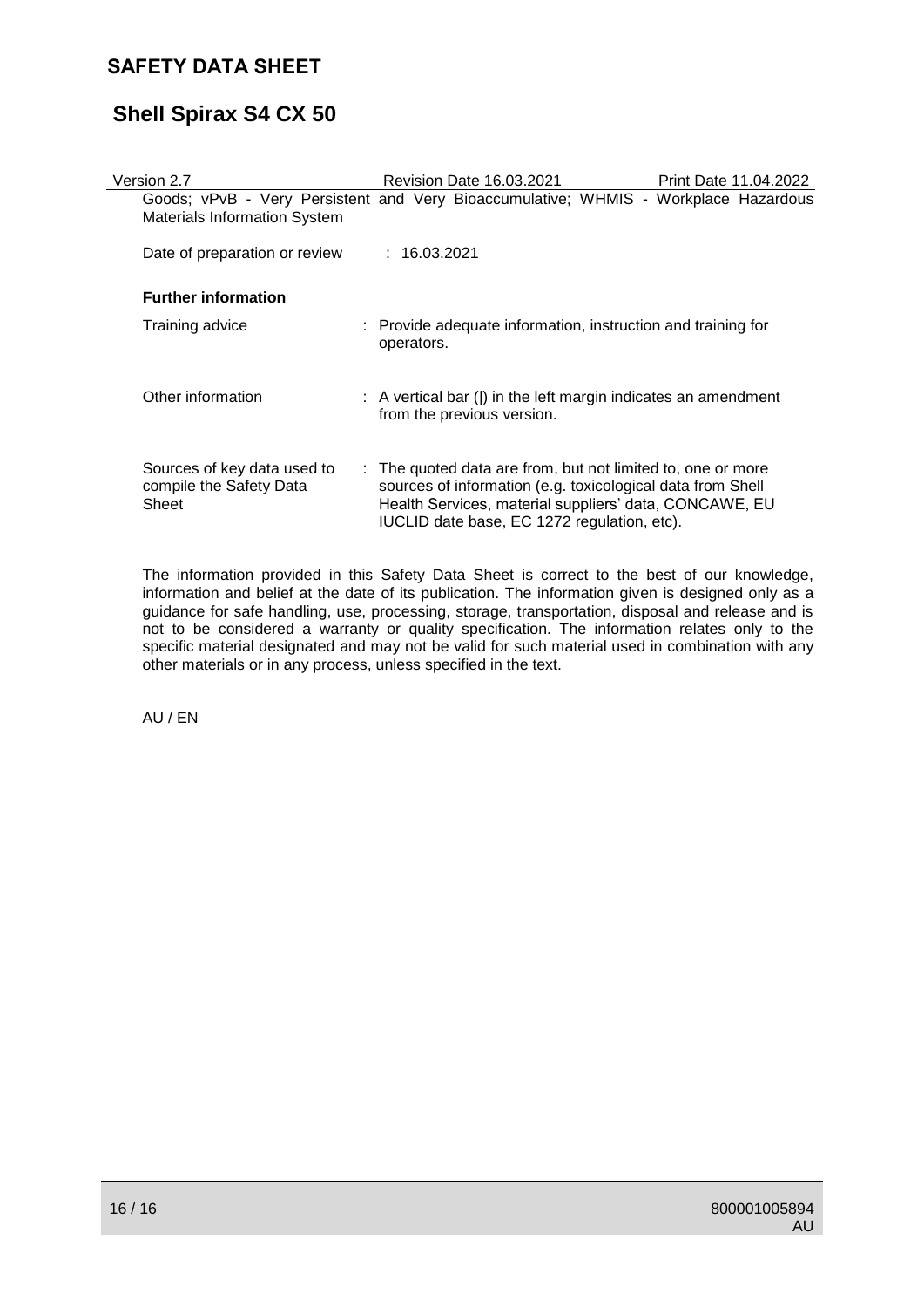Goods; vPvB - Very Persistent and Very Bioaccumulative; WHMIS - Workplace Hazardous Materials Information System

Date of preparation or review : 16.03.2021

**Further information**

Training advice : Provide adequate information, instruction and training for operators.

Other information : A vertical bar (|) in the left margin indicates an amendment from the previous version.

Sources of key data used to compile the Safety Data Sheet : The quoted data are from, but not limited to, one or more sources of information (e.g. toxicological data from Shell Health Services, material suppliers' data, CONCAWE, EU IUCLID date base, EC 1272 regulation, etc).

The information provided in this Safety Data Sheet is correct to the best of our knowledge, information and belief at the date of its publication. The information given is designed only as a guidance for safe handling, use, processing, storage, transportation, disposal and release and is not to be considered a warranty or quality specification. The information relates only to the specific material designated and may not be valid for such material used in combination with any other materials or in any process, unless specified in the text.

AU / EN